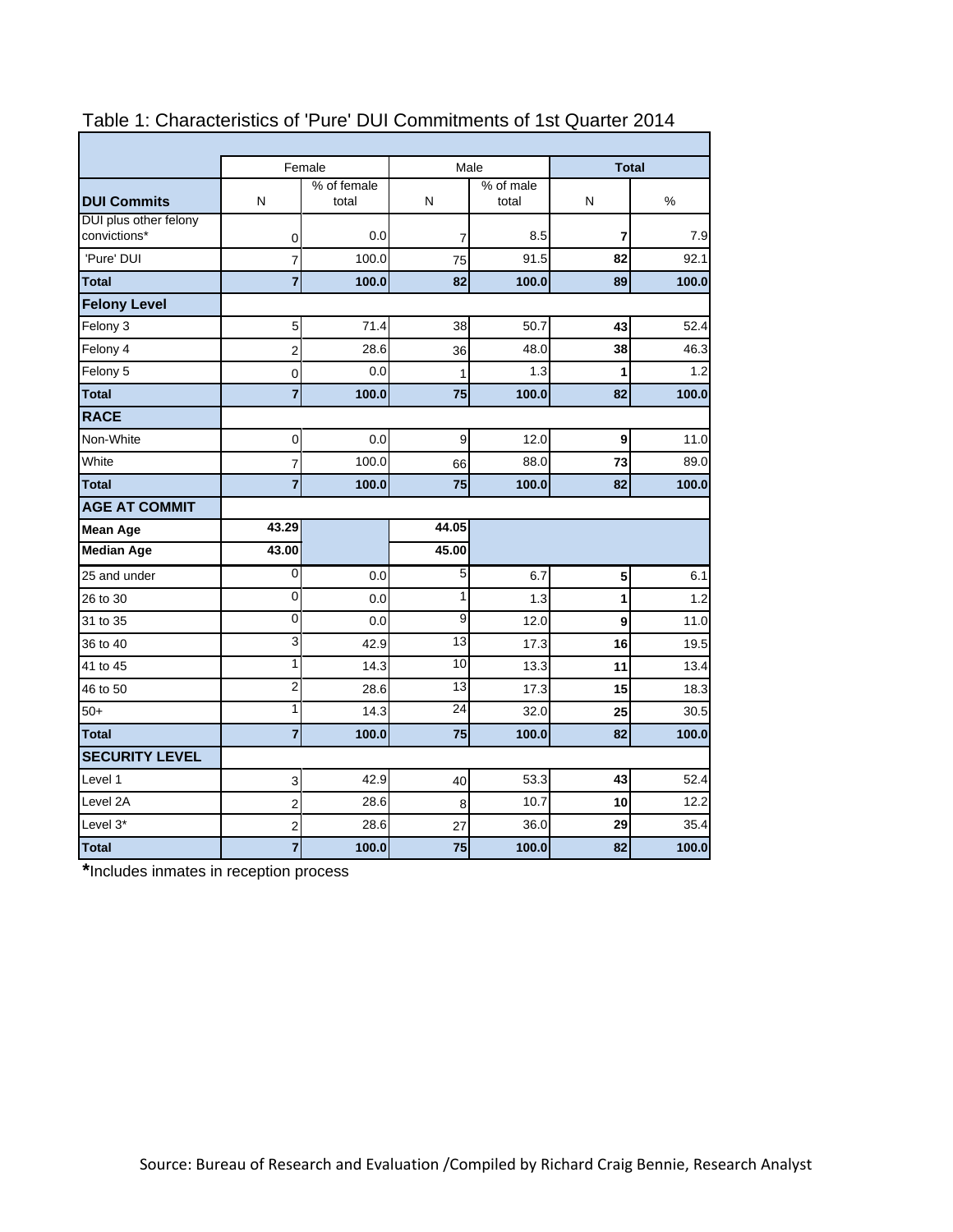Table 1: Characteristics of 'Pure' DUI Commitments of 1st Quarter 2014

| | Female | | Male | | Total | |
|---|---|---|---|---|---|---|
| **DUI Commits** | N | % of female total | N | % of male total | N | % |
| DUI plus other felony convictions* | 0 | 0.0 | 7 | 8.5 | **7** | 7.9 |
| 'Pure' DUI | 7 | 100.0 | 75 | 91.5 | **82** | 92.1 |
| **Total** | **7** | **100.0** | **82** | **100.0** | **89** | **100.0** |
| **Felony Level** | | | | | | |
| Felony 3 | 5 | 71.4 | 38 | 50.7 | **43** | 52.4 |
| Felony 4 | 2 | 28.6 | 36 | 48.0 | **38** | 46.3 |
| Felony 5 | 0 | 0.0 | 1 | 1.3 | **1** | 1.2 |
| **Total** | **7** | **100.0** | **75** | **100.0** | **82** | **100.0** |
| **RACE** | | | | | | |
| Non-White | 0 | 0.0 | 9 | 12.0 | **9** | 11.0 |
| White | 7 | 100.0 | 66 | 88.0 | **73** | 89.0 |
| **Total** | **7** | **100.0** | **75** | **100.0** | **82** | **100.0** |
| **AGE AT COMMIT** | | | | | | |
| **Mean Age** | **43.29** | | **44.05** | | | |
| **Median Age** | **43.00** | | **45.00** | | | |
| 25 and under | 0 | 0.0 | 5 | 6.7 | **5** | 6.1 |
| 26 to 30 | 0 | 0.0 | 1 | 1.3 | **1** | 1.2 |
| 31 to 35 | 0 | 0.0 | 9 | 12.0 | **9** | 11.0 |
| 36 to 40 | 3 | 42.9 | 13 | 17.3 | **16** | 19.5 |
| 41 to 45 | 1 | 14.3 | 10 | 13.3 | **11** | 13.4 |
| 46 to 50 | 2 | 28.6 | 13 | 17.3 | **15** | 18.3 |
| 50+ | 1 | 14.3 | 24 | 32.0 | **25** | 30.5 |
| **Total** | **7** | **100.0** | **75** | **100.0** | **82** | **100.0** |
| **SECURITY LEVEL** | | | | | | |
| Level 1 | 3 | 42.9 | 40 | 53.3 | **43** | 52.4 |
| Level 2A | 2 | 28.6 | 8 | 10.7 | **10** | 12.2 |
| Level 3* | 2 | 28.6 | 27 | 36.0 | **29** | 35.4 |
| **Total** | **7** | **100.0** | **75** | **100.0** | **82** | **100.0** |

*Includes inmates in reception process

Source: Bureau of Research and Evaluation /Compiled by Richard Craig Bennie, Research Analyst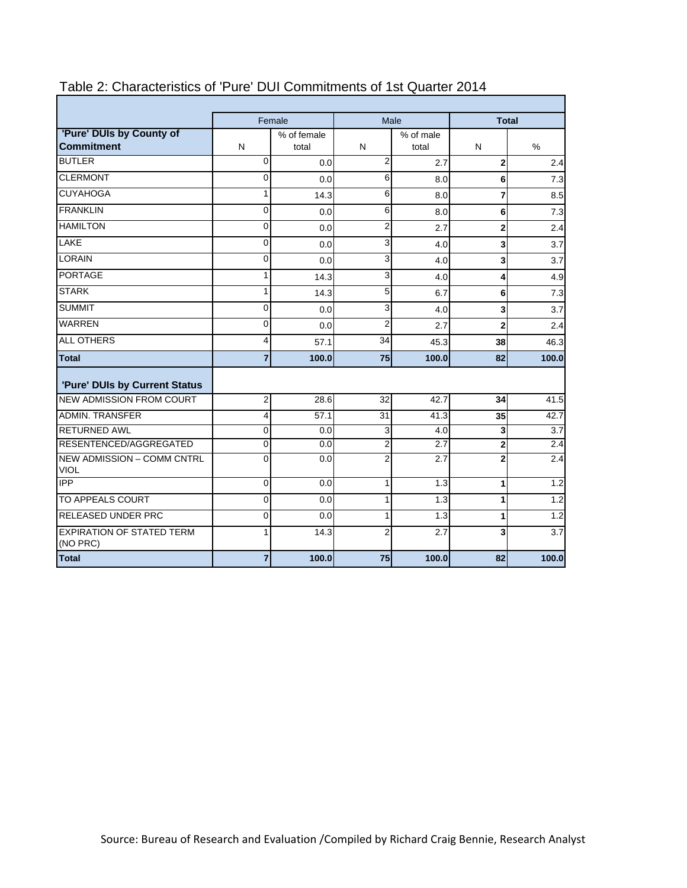# Table 2: Characteristics of 'Pure' DUI Commitments of 1st Quarter 2014

| | Female | | Male | | Total | |
|---|---|---|---|---|---|---|
| **'Pure' DUIs by County of Commitment** | N | % of female total | N | % of male total | N | % |
| BUTLER | 0 | 0.0 | 2 | 2.7 | **2** | 2.4 |
| CLERMONT | 0 | 0.0 | 6 | 8.0 | **6** | 7.3 |
| CUYAHOGA | 1 | 14.3 | 6 | 8.0 | **7** | 8.5 |
| FRANKLIN | 0 | 0.0 | 6 | 8.0 | **6** | 7.3 |
| HAMILTON | 0 | 0.0 | 2 | 2.7 | **2** | 2.4 |
| LAKE | 0 | 0.0 | 3 | 4.0 | **3** | 3.7 |
| LORAIN | 0 | 0.0 | 3 | 4.0 | **3** | 3.7 |
| PORTAGE | 1 | 14.3 | 3 | 4.0 | **4** | 4.9 |
| STARK | 1 | 14.3 | 5 | 6.7 | **6** | 7.3 |
| SUMMIT | 0 | 0.0 | 3 | 4.0 | **3** | 3.7 |
| WARREN | 0 | 0.0 | 2 | 2.7 | **2** | 2.4 |
| ALL OTHERS | 4 | 57.1 | 34 | 45.3 | **38** | 46.3 |
| **Total** | **7** | **100.0** | **75** | **100.0** | **82** | **100.0** |
| **'Pure' DUIs by Current Status** | | | | | | |
| NEW ADMISSION FROM COURT | 2 | 28.6 | 32 | 42.7 | **34** | 41.5 |
| ADMIN. TRANSFER | 4 | 57.1 | 31 | 41.3 | **35** | 42.7 |
| RETURNED AWL | 0 | 0.0 | 3 | 4.0 | **3** | 3.7 |
| RESENTENCED/AGGREGATED | 0 | 0.0 | 2 | 2.7 | **2** | 2.4 |
| NEW ADMISSION – COMM CNTRL VIOL | 0 | 0.0 | 2 | 2.7 | **2** | 2.4 |
| IPP | 0 | 0.0 | 1 | 1.3 | **1** | 1.2 |
| TO APPEALS COURT | 0 | 0.0 | 1 | 1.3 | **1** | 1.2 |
| RELEASED UNDER PRC | 0 | 0.0 | 1 | 1.3 | **1** | 1.2 |
| EXPIRATION OF STATED TERM (NO PRC) | 1 | 14.3 | 2 | 2.7 | **3** | 3.7 |
| **Total** | **7** | **100.0** | **75** | **100.0** | **82** | **100.0** |

Source: Bureau of Research and Evaluation /Compiled by Richard Craig Bennie, Research Analyst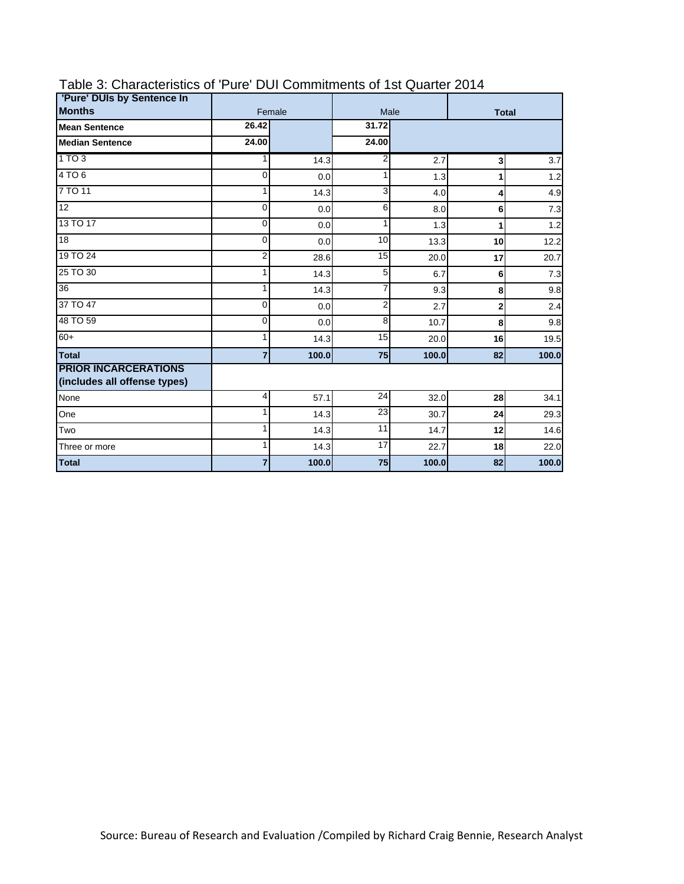Table 3: Characteristics of 'Pure' DUI Commitments of 1st Quarter 2014

| 'Pure' DUIs by Sentence In Months | Female | | Male | | Total | |
|---|---|---|---|---|---|---|
| **Mean Sentence** | **26.42** | | **31.72** | | | |
| **Median Sentence** | **24.00** | | **24.00** | | | |
| 1 TO 3 | 1 | 14.3 | 2 | 2.7 | **3** | 3.7 |
| 4 TO 6 | 0 | 0.0 | 1 | 1.3 | **1** | 1.2 |
| 7 TO 11 | 1 | 14.3 | 3 | 4.0 | **4** | 4.9 |
| 12 | 0 | 0.0 | 6 | 8.0 | **6** | 7.3 |
| 13 TO 17 | 0 | 0.0 | 1 | 1.3 | **1** | 1.2 |
| 18 | 0 | 0.0 | 10 | 13.3 | **10** | 12.2 |
| 19 TO 24 | 2 | 28.6 | 15 | 20.0 | **17** | 20.7 |
| 25 TO 30 | 1 | 14.3 | 5 | 6.7 | **6** | 7.3 |
| 36 | 1 | 14.3 | 7 | 9.3 | **8** | 9.8 |
| 37 TO 47 | 0 | 0.0 | 2 | 2.7 | **2** | 2.4 |
| 48 TO 59 | 0 | 0.0 | 8 | 10.7 | **8** | 9.8 |
| 60+ | 1 | 14.3 | 15 | 20.0 | **16** | 19.5 |
| **Total** | **7** | **100.0** | **75** | **100.0** | **82** | **100.0** |
| **PRIOR INCARCERATIONS (includes all offense types)** | | | | | | |
| None | 4 | 57.1 | 24 | 32.0 | **28** | 34.1 |
| One | 1 | 14.3 | 23 | 30.7 | **24** | 29.3 |
| Two | 1 | 14.3 | 11 | 14.7 | **12** | 14.6 |
| Three or more | 1 | 14.3 | 17 | 22.7 | **18** | 22.0 |
| **Total** | **7** | **100.0** | **75** | **100.0** | **82** | **100.0** |

Source: Bureau of Research and Evaluation /Compiled by Richard Craig Bennie, Research Analyst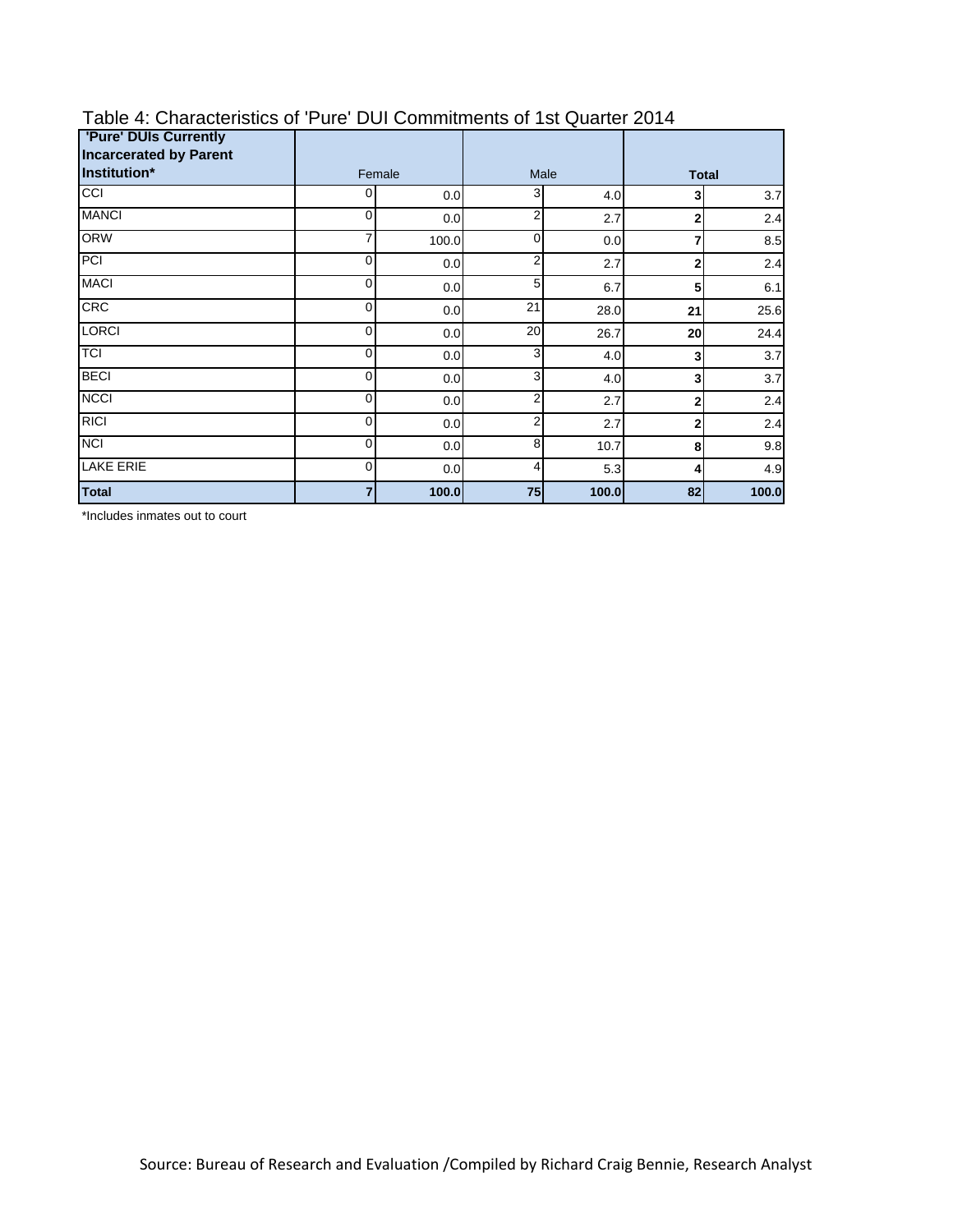Table 4: Characteristics of 'Pure' DUI Commitments of 1st Quarter 2014

| 'Pure' DUIs Currently Incarcerated by Parent Institution* | Female | | Male | | **Total** | |
|---|---|---|---|---|---|---|
| CCI | 0 | 0.0 | 3 | 4.0 | **3** | 3.7 |
| MANCI | 0 | 0.0 | 2 | 2.7 | **2** | 2.4 |
| ORW | 7 | 100.0 | 0 | 0.0 | **7** | 8.5 |
| PCI | 0 | 0.0 | 2 | 2.7 | **2** | 2.4 |
| MACI | 0 | 0.0 | 5 | 6.7 | **5** | 6.1 |
| CRC | 0 | 0.0 | 21 | 28.0 | **21** | 25.6 |
| LORCI | 0 | 0.0 | 20 | 26.7 | **20** | 24.4 |
| TCI | 0 | 0.0 | 3 | 4.0 | **3** | 3.7 |
| BECI | 0 | 0.0 | 3 | 4.0 | **3** | 3.7 |
| NCCI | 0 | 0.0 | 2 | 2.7 | **2** | 2.4 |
| RICI | 0 | 0.0 | 2 | 2.7 | **2** | 2.4 |
| NCI | 0 | 0.0 | 8 | 10.7 | **8** | 9.8 |
| LAKE ERIE | 0 | 0.0 | 4 | 5.3 | **4** | 4.9 |
| **Total** | **7** | **100.0** | **75** | **100.0** | **82** | **100.0** |

*Includes inmates out to court

Source: Bureau of Research and Evaluation /Compiled by Richard Craig Bennie, Research Analyst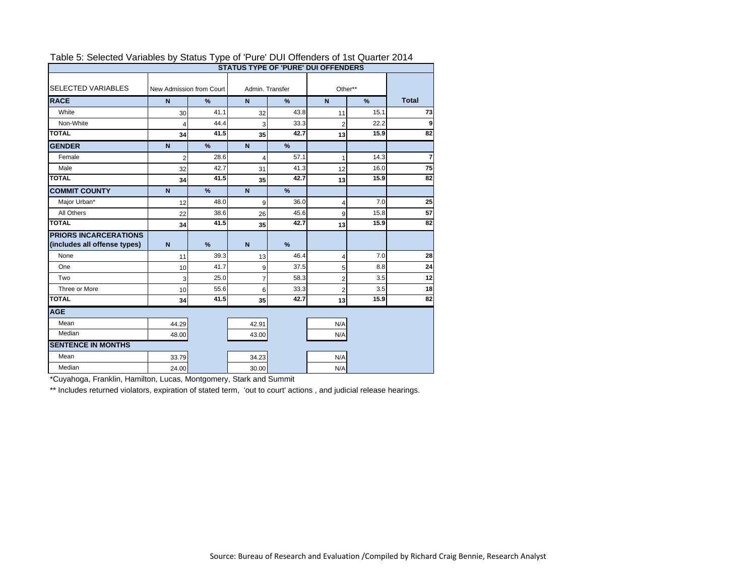Table 5: Selected Variables by Status Type of 'Pure' DUI Offenders of 1st Quarter 2014

| SELECTED VARIABLES | STATUS TYPE OF 'PURE' DUI OFFENDERS | | | | | | |
|---|---|---|---|---|---|---|---|
| | New Admission from Court | | Admin. Transfer | | Other** | | |
| **RACE** | **N** | **%** | **N** | **%** | **N** | **%** | **Total** |
| White | 30 | 41.1 | 32 | 43.8 | 11 | 15.1 | **73** |
| Non-White | 4 | 44.4 | 3 | 33.3 | 2 | 22.2 | **9** |
| **TOTAL** | **34** | **41.5** | **35** | **42.7** | **13** | **15.9** | **82** |
| **GENDER** | **N** | **%** | **N** | **%** | | | |
| Female | 2 | 28.6 | 4 | 57.1 | 1 | 14.3 | **7** |
| Male | 32 | 42.7 | 31 | 41.3 | 12 | 16.0 | **75** |
| **TOTAL** | **34** | **41.5** | **35** | **42.7** | **13** | **15.9** | **82** |
| **COMMIT COUNTY** | **N** | **%** | **N** | **%** | | | |
| Major Urban* | 12 | 48.0 | 9 | 36.0 | 4 | 7.0 | **25** |
| All Others | 22 | 38.6 | 26 | 45.6 | 9 | 15.8 | **57** |
| **TOTAL** | **34** | **41.5** | **35** | **42.7** | **13** | **15.9** | **82** |
| **PRIORS INCARCERATIONS (includes all offense types)** | **N** | **%** | **N** | **%** | | | |
| None | 11 | 39.3 | 13 | 46.4 | 4 | 7.0 | **28** |
| One | 10 | 41.7 | 9 | 37.5 | 5 | 8.8 | **24** |
| Two | 3 | 25.0 | 7 | 58.3 | 2 | 3.5 | **12** |
| Three or More | 10 | 55.6 | 6 | 33.3 | 2 | 3.5 | **18** |
| **TOTAL** | **34** | **41.5** | **35** | **42.7** | **13** | **15.9** | **82** |
| **AGE** | | | | | | | |
| Mean | 44.29 | | 42.91 | | N/A | | |
| Median | 48.00 | | 43.00 | | N/A | | |
| **SENTENCE IN MONTHS** | | | | | | | |
| Mean | 33.79 | | 34.23 | | N/A | | |
| Median | 24.00 | | 30.00 | | N/A | | |

*Cuyahoga, Franklin, Hamilton, Lucas, Montgomery, Stark and Summit

** Includes returned violators, expiration of stated term, 'out to court' actions , and judicial release hearings.

Source: Bureau of Research and Evaluation /Compiled by Richard Craig Bennie, Research Analyst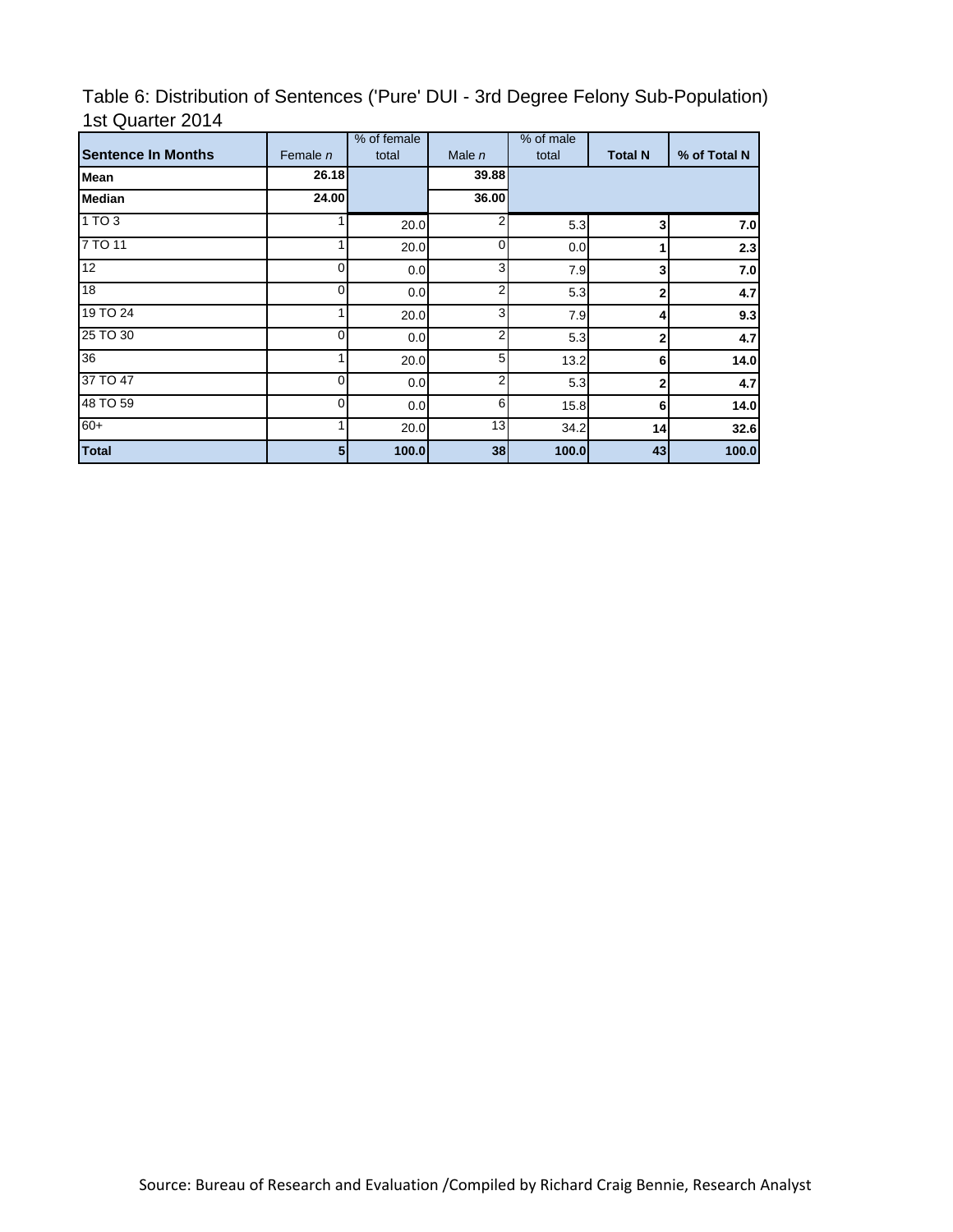Table 6: Distribution of Sentences ('Pure' DUI - 3rd Degree Felony Sub-Population) 1st Quarter 2014

| Sentence In Months | Female *n* | % of female total | Male *n* | % of male total | Total N | % of Total N |
|---|---|---|---|---|---|---|
| **Mean** | **26.18** | | **39.88** | | | |
| **Median** | **24.00** | | **36.00** | | | |
| 1 TO 3 | 1 | 20.0 | 2 | 5.3 | **3** | **7.0** |
| 7 TO 11 | 1 | 20.0 | 0 | 0.0 | **1** | **2.3** |
| 12 | 0 | 0.0 | 3 | 7.9 | **3** | **7.0** |
| 18 | 0 | 0.0 | 2 | 5.3 | **2** | **4.7** |
| 19 TO 24 | 1 | 20.0 | 3 | 7.9 | **4** | **9.3** |
| 25 TO 30 | 0 | 0.0 | 2 | 5.3 | **2** | **4.7** |
| 36 | 1 | 20.0 | 5 | 13.2 | **6** | **14.0** |
| 37 TO 47 | 0 | 0.0 | 2 | 5.3 | **2** | **4.7** |
| 48 TO 59 | 0 | 0.0 | 6 | 15.8 | **6** | **14.0** |
| 60+ | 1 | 20.0 | 13 | 34.2 | **14** | **32.6** |
| **Total** | **5** | **100.0** | **38** | **100.0** | **43** | **100.0** |

Source: Bureau of Research and Evaluation /Compiled by Richard Craig Bennie, Research Analyst